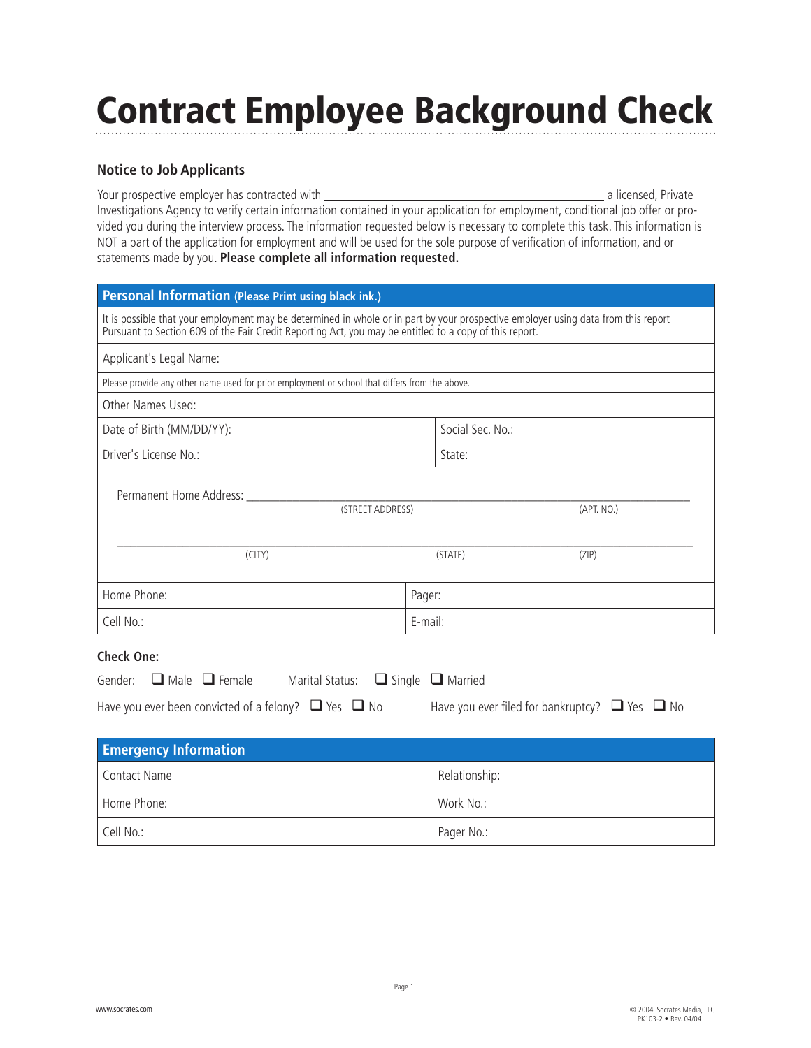# Contract Employee Background Check

## Notice to Job Applicants

Your prospective employer has contracted with \_\_\_\_\_\_\_\_\_\_\_\_\_\_\_\_\_\_\_\_\_\_\_\_\_\_\_\_\_\_\_\_\_\_\_\_\_\_\_\_ a licensed, Private Investigations Agency to verify certain information contained in your application for employment, conditional job offer or provided you during the interview process. The information requested below is necessary to complete this task. This information is NOT a part of the application for employment and will be used for the sole purpose of verification of information, and or statements made by you. **Please complete all information requested.**

| **Personal Information** (Please Print using black ink.) | |
|---|---|
| It is possible that your employment may be determined in whole or in part by your prospective employer using data from this report Pursuant to Section 609 of the Fair Credit Reporting Act, you may be entitled to a copy of this report. | |
| Applicant's Legal Name: | |
| Please provide any other name used for prior employment or school that differs from the above. | |
| Other Names Used: | |
| Date of Birth (MM/DD/YY): | Social Sec. No.: |
| Driver's License No.: | State: |
| Permanent Home Address: \_\_\_\_\_\_\_\_\_\_ (STREET ADDRESS) \_\_\_\_\_\_\_\_\_\_ (APT. NO.) | |
| \_\_\_\_\_\_\_\_\_\_ (CITY) \_\_\_\_\_\_\_\_\_\_ (STATE) \_\_\_\_\_\_\_\_\_\_ (ZIP) | |
| Home Phone: | Pager: |
| Cell No.: | E-mail: |

**Check One:**

Gender: ❑ Male ❑ Female     Marital Status: ❑ Single ❑ Married

Have you ever been convicted of a felony? ❑ Yes ❑ No     Have you ever filed for bankruptcy? ❑ Yes ❑ No

| **Emergency Information** | |
|---|---|
| Contact Name | Relationship: |
| Home Phone: | Work No.: |
| Cell No.: | Pager No.: |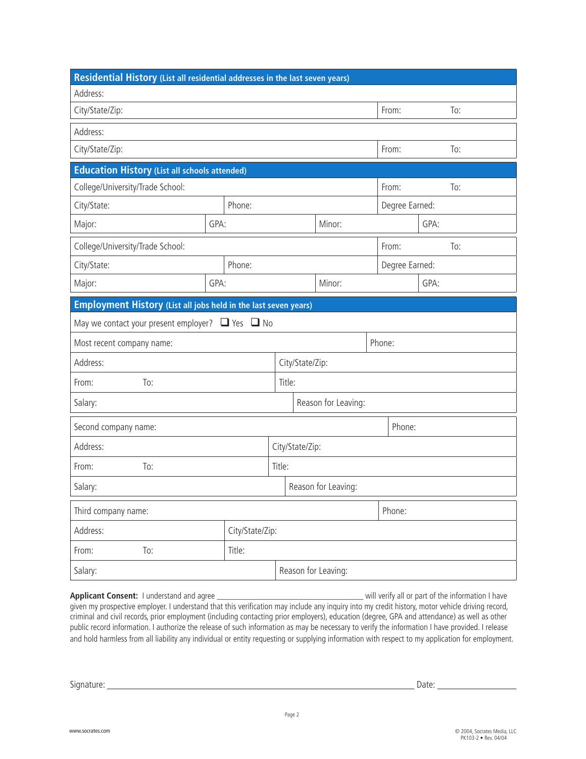## Residential History (List all residential addresses in the last seven years)

| | | |
|---|---|---|
| Address: | | |
| City/State/Zip: | From: | To: |

| | | |
|---|---|---|
| Address: | | |
| City/State/Zip: | From: | To: |

## Education History (List all schools attended)

| | | | |
|---|---|---|---|
| College/University/Trade School: | | From: | To: |
| City/State: | Phone: | Degree Earned: | |
| Major: GPA: | | Minor: | GPA: |

| | | | |
|---|---|---|---|
| College/University/Trade School: | | From: | To: |
| City/State: | Phone: | Degree Earned: | |
| Major: GPA: | | Minor: | GPA: |

## Employment History (List all jobs held in the last seven years)

May we contact your present employer? ☐ Yes ☐ No

| | |
|---|---|
| Most recent company name: | Phone: |
| Address: | City/State/Zip: |
| From: To: | Title: |
| Salary: | Reason for Leaving: |

| | |
|---|---|
| Second company name: | Phone: |
| Address: | City/State/Zip: |
| From: To: | Title: |
| Salary: | Reason for Leaving: |

| | |
|---|---|
| Third company name: | Phone: |
| Address: | City/State/Zip: |
| From: To: | Title: |
| Salary: | Reason for Leaving: |

**Applicant Consent:** I understand and agree ______________________________ will verify all or part of the information I have given my prospective employer. I understand that this verification may include any inquiry into my credit history, motor vehicle driving record, criminal and civil records, prior employment (including contacting prior employers), education (degree, GPA and attendance) as well as other public record information. I authorize the release of such information as may be necessary to verify the information I have provided. I release and hold harmless from all liability any individual or entity requesting or supplying information with respect to my application for employment.

Signature: ______________________________________________ Date: ________________

www.socrates.com

© 2004, Socrates Media, LLC
PK103-2 • Rev. 04/04